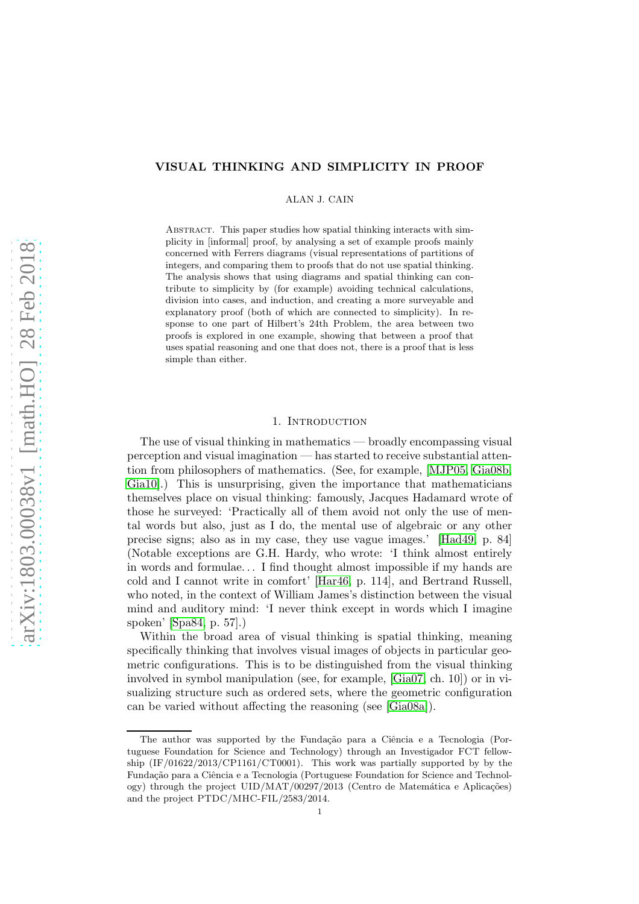# VISUAL THINKING AND SIMPLICITY IN PROOF

ALAN J. CAIN

Abstract. This paper studies how spatial thinking interacts with simplicity in [informal] proof, by analysing a set of example proofs mainly concerned with Ferrers diagrams (visual representations of partitions of integers, and comparing them to proofs that do not use spatial thinking. The analysis shows that using diagrams and spatial thinking can contribute to simplicity by (for example) avoiding technical calculations, division into cases, and induction, and creating a more surveyable and explanatory proof (both of which are connected to simplicity). In response to one part of Hilbert's 24th Problem, the area between two proofs is explored in one example, showing that between a proof that uses spatial reasoning and one that does not, there is a proof that is less simple than either.

## 1. Introduction

The use of visual thinking in mathematics — broadly encompassing visual perception and visual imagination — has started to receive substantial attention from philosophers of mathematics. (See, for example, [MJP05, Gia08b, Gia10].) This is unsurprising, given the importance that mathematicians themselves place on visual thinking: famously, Jacques Hadamard wrote of those he surveyed: 'Practically all of them avoid not only the use of mental words but also, just as I do, the mental use of algebraic or any other precise signs; also as in my case, they use vague images.' [Had49, p. 84] (Notable exceptions are G.H. Hardy, who wrote: 'I think almost entirely in words and formulae… I find thought almost impossible if my hands are cold and I cannot write in comfort' [Har46, p. 114], and Bertrand Russell, who noted, in the context of William James's distinction between the visual mind and auditory mind: 'I never think except in words which I imagine spoken' [Spa84, p. 57].)

Within the broad area of visual thinking is spatial thinking, meaning specifically thinking that involves visual images of objects in particular geometric configurations. This is to be distinguished from the visual thinking involved in symbol manipulation (see, for example, [Gia07, ch. 10]) or in visualizing structure such as ordered sets, where the geometric configuration can be varied without affecting the reasoning (see [Gia08a]).

---

The author was supported by the Fundação para a Ciência e a Tecnologia (Portuguese Foundation for Science and Technology) through an Investigador FCT fellowship (IF/01622/2013/CP1161/CT0001). This work was partially supported by by the Fundação para a Ciência e a Tecnologia (Portuguese Foundation for Science and Technology) through the project UID/MAT/00297/2013 (Centro de Matemática e Aplicações) and the project PTDC/MHC-FIL/2583/2014.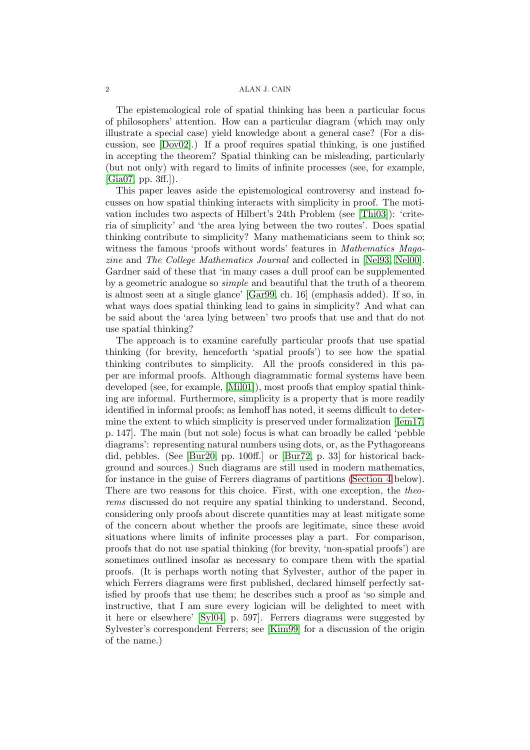The epistemological role of spatial thinking has been a particular focus of philosophers' attention. How can a particular diagram (which may only illustrate a special case) yield knowledge about a general case? (For a discussion, see [Dov02].) If a proof requires spatial thinking, is one justified in accepting the theorem? Spatial thinking can be misleading, particularly (but not only) with regard to limits of infinite processes (see, for example, [Gia07, pp. 3ff.]).

This paper leaves aside the epistemological controversy and instead focusses on how spatial thinking interacts with simplicity in proof. The motivation includes two aspects of Hilbert's 24th Problem (see [Thi03]): 'criteria of simplicity' and 'the area lying between the two routes'. Does spatial thinking contribute to simplicity? Many mathematicians seem to think so; witness the famous 'proofs without words' features in *Mathematics Magazine* and *The College Mathematics Journal* and collected in [Nel93, Nel00]. Gardner said of these that 'in many cases a dull proof can be supplemented by a geometric analogue so *simple* and beautiful that the truth of a theorem is almost seen at a single glance' [Gar99, ch. 16] (emphasis added). If so, in what ways does spatial thinking lead to gains in simplicity? And what can be said about the 'area lying between' two proofs that use and that do not use spatial thinking?

The approach is to examine carefully particular proofs that use spatial thinking (for brevity, henceforth 'spatial proofs') to see how the spatial thinking contributes to simplicity. All the proofs considered in this paper are informal proofs. Although diagrammatic formal systems have been developed (see, for example, [Mil01]), most proofs that employ spatial thinking are informal. Furthermore, simplicity is a property that is more readily identified in informal proofs; as Iemhoff has noted, it seems difficult to determine the extent to which simplicity is preserved under formalization [Iem17, p. 147]. The main (but not sole) focus is what can broadly be called 'pebble diagrams': representing natural numbers using dots, or, as the Pythagoreans did, pebbles. (See [Bur20, pp. 100ff.] or [Bur72, p. 33] for historical background and sources.) Such diagrams are still used in modern mathematics, for instance in the guise of Ferrers diagrams of partitions (Section 4 below). There are two reasons for this choice. First, with one exception, the *theorems* discussed do not require any spatial thinking to understand. Second, considering only proofs about discrete quantities may at least mitigate some of the concern about whether the proofs are legitimate, since these avoid situations where limits of infinite processes play a part. For comparison, proofs that do not use spatial thinking (for brevity, 'non-spatial proofs') are sometimes outlined insofar as necessary to compare them with the spatial proofs. (It is perhaps worth noting that Sylvester, author of the paper in which Ferrers diagrams were first published, declared himself perfectly satisfied by proofs that use them; he describes such a proof as 'so simple and instructive, that I am sure every logician will be delighted to meet with it here or elsewhere' [Syl04, p. 597]. Ferrers diagrams were suggested by Sylvester's correspondent Ferrers; see [Kim99] for a discussion of the origin of the name.)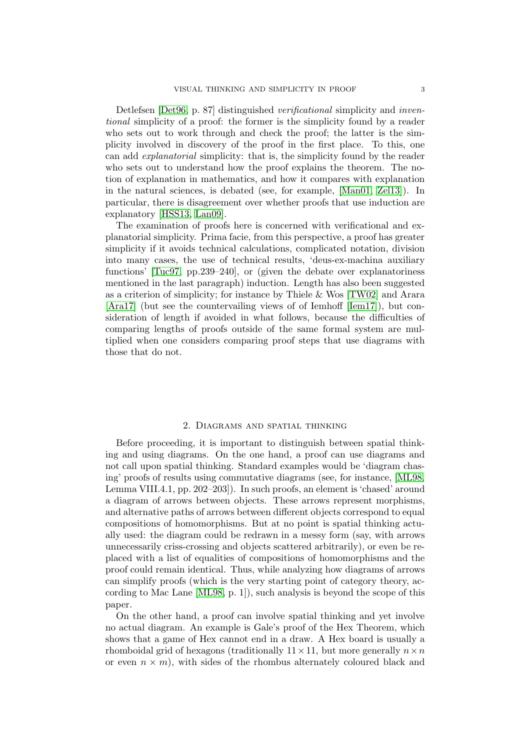Detlefsen [Det96, p. 87] distinguished *verificational* simplicity and *inventional* simplicity of a proof: the former is the simplicity found by a reader who sets out to work through and check the proof; the latter is the simplicity involved in discovery of the proof in the first place. To this, one can add *explanatorial* simplicity: that is, the simplicity found by the reader who sets out to understand how the proof explains the theorem. The notion of explanation in mathematics, and how it compares with explanation in the natural sciences, is debated (see, for example, [Man01, Zel13]). In particular, there is disagreement over whether proofs that use induction are explanatory [HSS13, Lan09].

The examination of proofs here is concerned with verificational and explanatorial simplicity. Prima facie, from this perspective, a proof has greater simplicity if it avoids technical calculations, complicated notation, division into many cases, the use of technical results, 'deus-ex-machina auxiliary functions' [Tuc97, pp.239–240], or (given the debate over explanatoriness mentioned in the last paragraph) induction. Length has also been suggested as a criterion of simplicity; for instance by Thiele & Wos [TW02] and Arara [Ara17] (but see the countervailing views of of Iemhoff [Iem17]), but consideration of length if avoided in what follows, because the difficulties of comparing lengths of proofs outside of the same formal system are multiplied when one considers comparing proof steps that use diagrams with those that do not.

## 2. Diagrams and spatial thinking

Before proceeding, it is important to distinguish between spatial thinking and using diagrams. On the one hand, a proof can use diagrams and not call upon spatial thinking. Standard examples would be 'diagram chasing' proofs of results using commutative diagrams (see, for instance, [ML98, Lemma VIII.4.1, pp. 202–203]). In such proofs, an element is 'chased' around a diagram of arrows between objects. These arrows represent morphisms, and alternative paths of arrows between different objects correspond to equal compositions of homomorphisms. But at no point is spatial thinking actually used: the diagram could be redrawn in a messy form (say, with arrows unnecessarily criss-crossing and objects scattered arbitrarily), or even be replaced with a list of equalities of compositions of homomorphisms and the proof could remain identical. Thus, while analyzing how diagrams of arrows can simplify proofs (which is the very starting point of category theory, according to Mac Lane [ML98, p. 1]), such analysis is beyond the scope of this paper.

On the other hand, a proof can involve spatial thinking and yet involve no actual diagram. An example is Gale's proof of the Hex Theorem, which shows that a game of Hex cannot end in a draw. A Hex board is usually a rhomboidal grid of hexagons (traditionally $11 \times 11$, but more generally $n \times n$ or even $n \times m$), with sides of the rhombus alternately coloured black and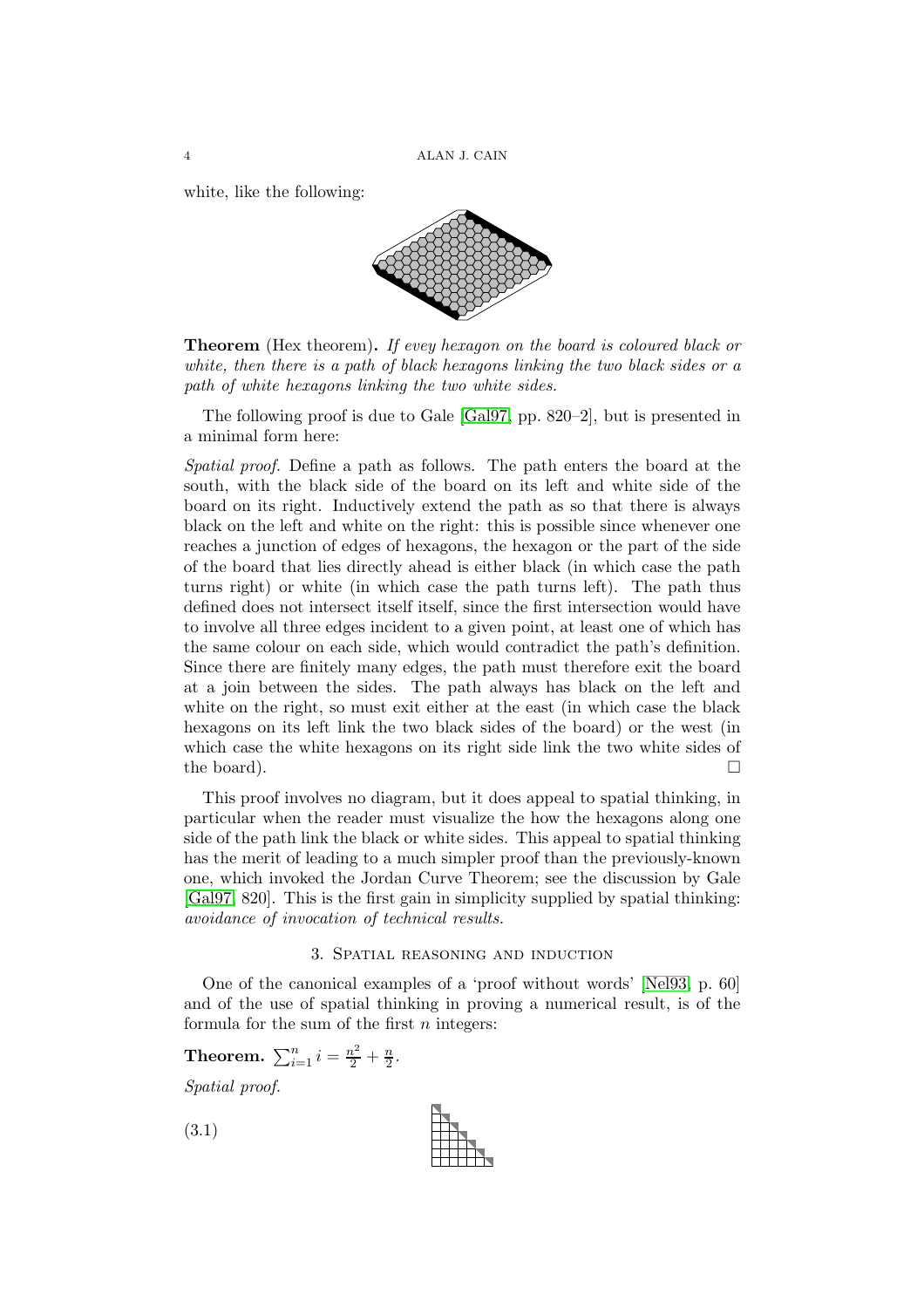white, like the following:

**Theorem** (Hex theorem)**.** *If evey hexagon on the board is coloured black or white, then there is a path of black hexagons linking the two black sides or a path of white hexagons linking the two white sides.*

The following proof is due to Gale [Gal97, pp. 820–2], but is presented in a minimal form here:

*Spatial proof.* Define a path as follows. The path enters the board at the south, with the black side of the board on its left and white side of the board on its right. Inductively extend the path as so that there is always black on the left and white on the right: this is possible since whenever one reaches a junction of edges of hexagons, the hexagon or the part of the side of the board that lies directly ahead is either black (in which case the path turns right) or white (in which case the path turns left). The path thus defined does not intersect itself itself, since the first intersection would have to involve all three edges incident to a given point, at least one of which has the same colour on each side, which would contradict the path's definition. Since there are finitely many edges, the path must therefore exit the board at a join between the sides. The path always has black on the left and white on the right, so must exit either at the east (in which case the black hexagons on its left link the two black sides of the board) or the west (in which case the white hexagons on its right side link the two white sides of the board). □

This proof involves no diagram, but it does appeal to spatial thinking, in particular when the reader must visualize the how the hexagons along one side of the path link the black or white sides. This appeal to spatial thinking has the merit of leading to a much simpler proof than the previously-known one, which invoked the Jordan Curve Theorem; see the discussion by Gale [Gal97, 820]. This is the first gain in simplicity supplied by spatial thinking: *avoidance of invocation of technical results.*

## 3. Spatial reasoning and induction

One of the canonical examples of a 'proof without words' [Nel93, p. 60] and of the use of spatial thinking in proving a numerical result, is of the formula for the sum of the first $n$ integers:

**Theorem.** $\sum_{i=1}^{n} i = \frac{n^2}{2} + \frac{n}{2}$.

*Spatial proof.*

(3.1)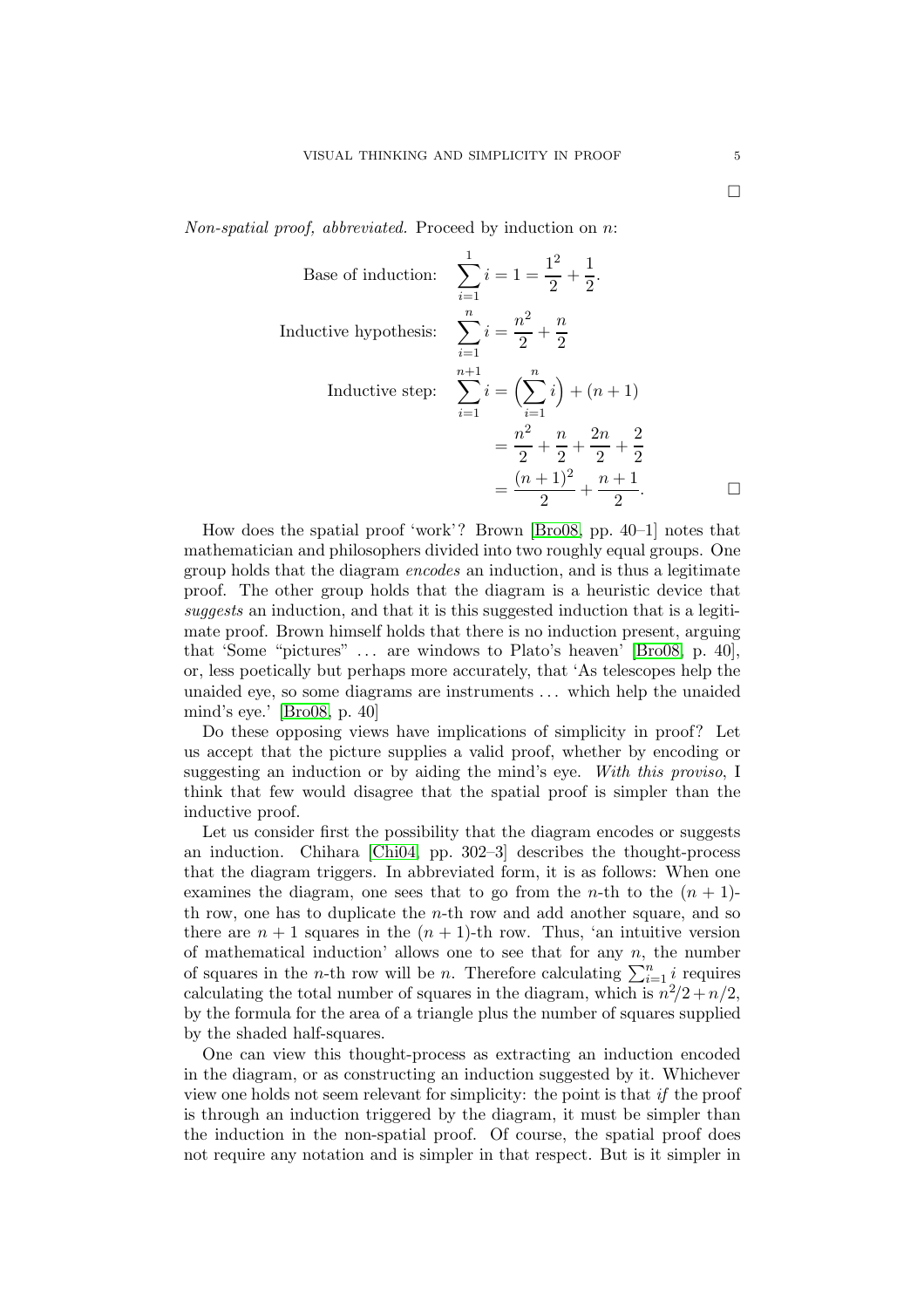□

*Non-spatial proof, abbreviated.* Proceed by induction on $n$:

$$\text{Base of induction:} \quad \sum_{i=1}^{1} i = 1 = \frac{1^2}{2} + \frac{1}{2}.$$

$$\text{Inductive hypothesis:} \quad \sum_{i=1}^{n} i = \frac{n^2}{2} + \frac{n}{2}$$

$$\begin{aligned} \text{Inductive step:} \quad \sum_{i=1}^{n+1} i &= \Big(\sum_{i=1}^{n} i\Big) + (n+1) \\ &= \frac{n^2}{2} + \frac{n}{2} + \frac{2n}{2} + \frac{2}{2} \\ &= \frac{(n+1)^2}{2} + \frac{n+1}{2}. \end{aligned}$$

□

How does the spatial proof 'work'? Brown [Bro08, pp. 40–1] notes that mathematician and philosophers divided into two roughly equal groups. One group holds that the diagram *encodes* an induction, and is thus a legitimate proof. The other group holds that the diagram is a heuristic device that *suggests* an induction, and that it is this suggested induction that is a legitimate proof. Brown himself holds that there is no induction present, arguing that 'Some "pictures" ... are windows to Plato's heaven' [Bro08, p. 40], or, less poetically but perhaps more accurately, that 'As telescopes help the unaided eye, so some diagrams are instruments ... which help the unaided mind's eye.' [Bro08, p. 40]

Do these opposing views have implications of simplicity in proof? Let us accept that the picture supplies a valid proof, whether by encoding or suggesting an induction or by aiding the mind's eye. *With this proviso*, I think that few would disagree that the spatial proof is simpler than the inductive proof.

Let us consider first the possibility that the diagram encodes or suggests an induction. Chihara [Chi04, pp. 302–3] describes the thought-process that the diagram triggers. In abbreviated form, it is as follows: When one examines the diagram, one sees that to go from the $n$-th to the $(n+1)$-th row, one has to duplicate the $n$-th row and add another square, and so there are $n+1$ squares in the $(n+1)$-th row. Thus, 'an intuitive version of mathematical induction' allows one to see that for any $n$, the number of squares in the $n$-th row will be $n$. Therefore calculating $\sum_{i=1}^{n} i$ requires calculating the total number of squares in the diagram, which is $n^2/2 + n/2$, by the formula for the area of a triangle plus the number of squares supplied by the shaded half-squares.

One can view this thought-process as extracting an induction encoded in the diagram, or as constructing an induction suggested by it. Whichever view one holds not seem relevant for simplicity: the point is that *if* the proof is through an induction triggered by the diagram, it must be simpler than the induction in the non-spatial proof. Of course, the spatial proof does not require any notation and is simpler in that respect. But is it simpler in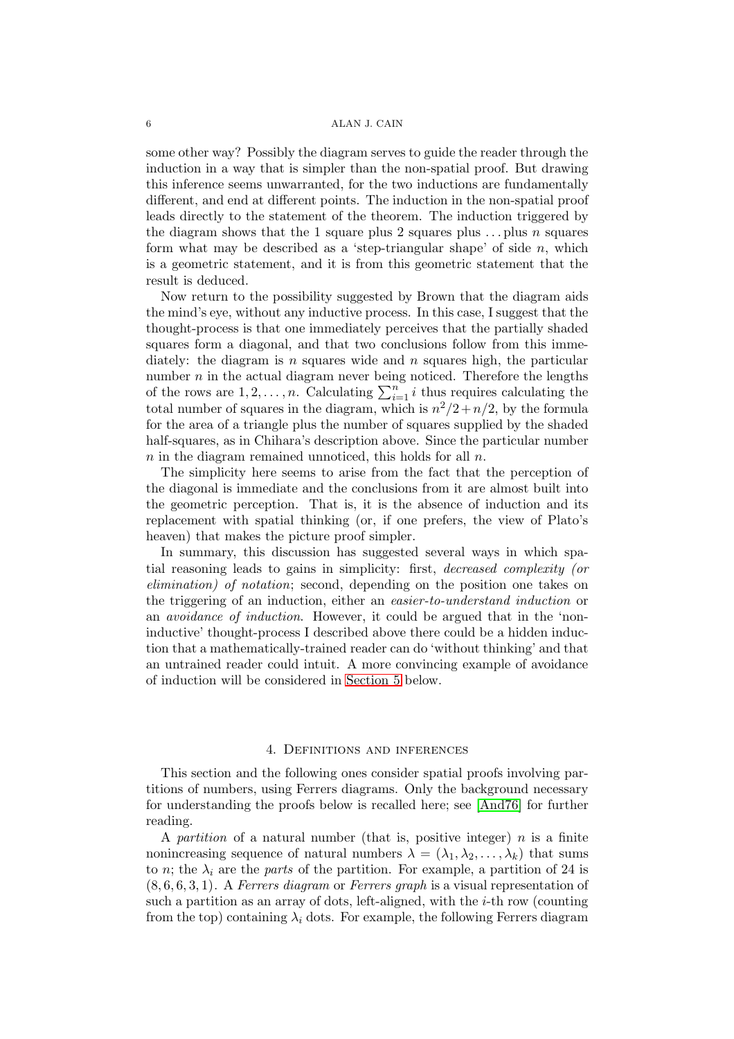some other way? Possibly the diagram serves to guide the reader through the induction in a way that is simpler than the non-spatial proof. But drawing this inference seems unwarranted, for the two inductions are fundamentally different, and end at different points. The induction in the non-spatial proof leads directly to the statement of the theorem. The induction triggered by the diagram shows that the 1 square plus 2 squares plus ... plus $n$ squares form what may be described as a 'step-triangular shape' of side $n$, which is a geometric statement, and it is from this geometric statement that the result is deduced.

Now return to the possibility suggested by Brown that the diagram aids the mind's eye, without any inductive process. In this case, I suggest that the thought-process is that one immediately perceives that the partially shaded squares form a diagonal, and that two conclusions follow from this immediately: the diagram is $n$ squares wide and $n$ squares high, the particular number $n$ in the actual diagram never being noticed. Therefore the lengths of the rows are $1, 2, \ldots, n$. Calculating $\sum_{i=1}^{n} i$ thus requires calculating the total number of squares in the diagram, which is $n^2/2 + n/2$, by the formula for the area of a triangle plus the number of squares supplied by the shaded half-squares, as in Chihara's description above. Since the particular number $n$ in the diagram remained unnoticed, this holds for all $n$.

The simplicity here seems to arise from the fact that the perception of the diagonal is immediate and the conclusions from it are almost built into the geometric perception. That is, it is the absence of induction and its replacement with spatial thinking (or, if one prefers, the view of Plato's heaven) that makes the picture proof simpler.

In summary, this discussion has suggested several ways in which spatial reasoning leads to gains in simplicity: first, *decreased complexity (or elimination) of notation*; second, depending on the position one takes on the triggering of an induction, either an *easier-to-understand induction* or an *avoidance of induction*. However, it could be argued that in the 'non-inductive' thought-process I described above there could be a hidden induction that a mathematically-trained reader can do 'without thinking' and that an untrained reader could intuit. A more convincing example of avoidance of induction will be considered in Section 5 below.

## 4. Definitions and inferences

This section and the following ones consider spatial proofs involving partitions of numbers, using Ferrers diagrams. Only the background necessary for understanding the proofs below is recalled here; see [And76] for further reading.

A *partition* of a natural number (that is, positive integer) $n$ is a finite nonincreasing sequence of natural numbers $\lambda = (\lambda_1, \lambda_2, \ldots, \lambda_k)$ that sums to $n$; the $\lambda_i$ are the *parts* of the partition. For example, a partition of 24 is $(8, 6, 6, 3, 1)$. A *Ferrers diagram* or *Ferrers graph* is a visual representation of such a partition as an array of dots, left-aligned, with the $i$-th row (counting from the top) containing $\lambda_i$ dots. For example, the following Ferrers diagram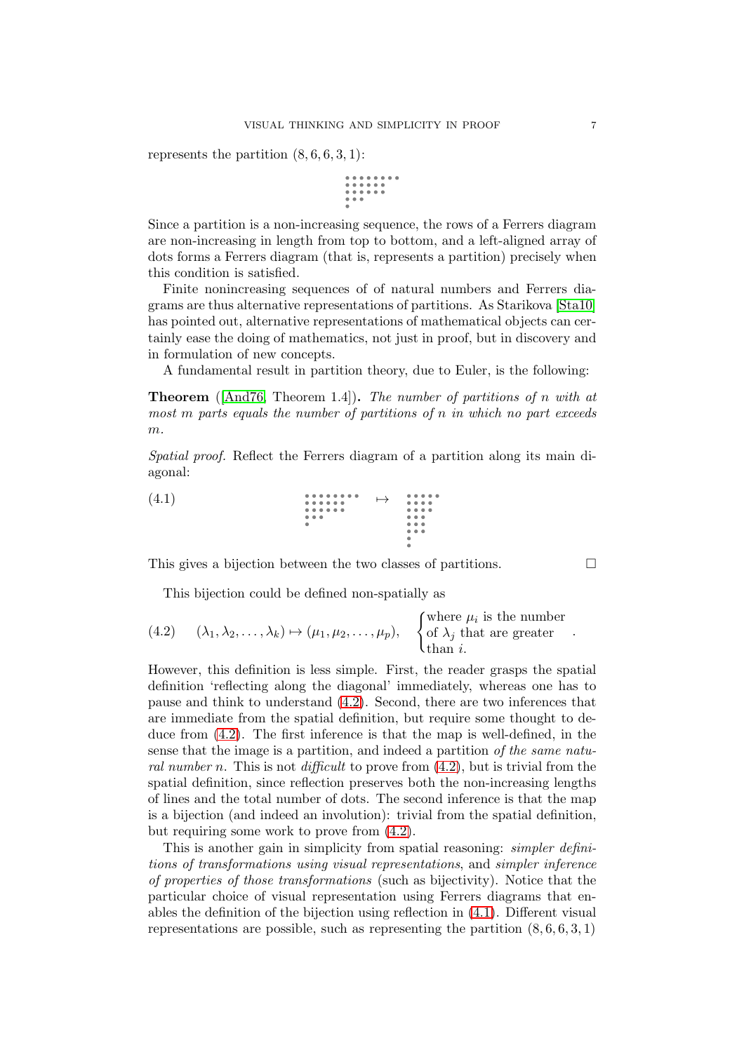represents the partition $(8, 6, 6, 3, 1)$:

```
• • • • • • • •
• • • • • •
• • • • • •
• • •
•
```

Since a partition is a non-increasing sequence, the rows of a Ferrers diagram are non-increasing in length from top to bottom, and a left-aligned array of dots forms a Ferrers diagram (that is, represents a partition) precisely when this condition is satisfied.

Finite nonincreasing sequences of of natural numbers and Ferrers diagrams are thus alternative representations of partitions. As Starikova [Sta10] has pointed out, alternative representations of mathematical objects can certainly ease the doing of mathematics, not just in proof, but in discovery and in formulation of new concepts.

A fundamental result in partition theory, due to Euler, is the following:

**Theorem** ([And76, Theorem 1.4])**.** *The number of partitions of $n$ with at most $m$ parts equals the number of partitions of $n$ in which no part exceeds $m$.*

*Spatial proof.* Reflect the Ferrers diagram of a partition along its main diagonal:

(4.1)

```
• • • • • • • •      ↦      • • • • •
• • • • • •                 • • • •
• • • • • •                 • • • •
• • •                       • • •
•                           • • •
                            • • •
                            •
                            •
```

This gives a bijection between the two classes of partitions. □

This bijection could be defined non-spatially as

$$(4.2) \qquad (\lambda_1, \lambda_2, \ldots, \lambda_k) \mapsto (\mu_1, \mu_2, \ldots, \mu_p), \quad \begin{cases} \text{where } \mu_i \text{ is the number} \\ \text{of } \lambda_j \text{ that are greater} \\ \text{than } i. \end{cases}$$

However, this definition is less simple. First, the reader grasps the spatial definition 'reflecting along the diagonal' immediately, whereas one has to pause and think to understand (4.2). Second, there are two inferences that are immediate from the spatial definition, but require some thought to deduce from (4.2). The first inference is that the map is well-defined, in the sense that the image is a partition, and indeed a partition *of the same natural number $n$*. This is not *difficult* to prove from (4.2), but is trivial from the spatial definition, since reflection preserves both the non-increasing lengths of lines and the total number of dots. The second inference is that the map is a bijection (and indeed an involution): trivial from the spatial definition, but requiring some work to prove from (4.2).

This is another gain in simplicity from spatial reasoning: *simpler definitions of transformations using visual representations*, and *simpler inference of properties of those transformations* (such as bijectivity). Notice that the particular choice of visual representation using Ferrers diagrams that enables the definition of the bijection using reflection in (4.1). Different visual representations are possible, such as representing the partition $(8, 6, 6, 3, 1)$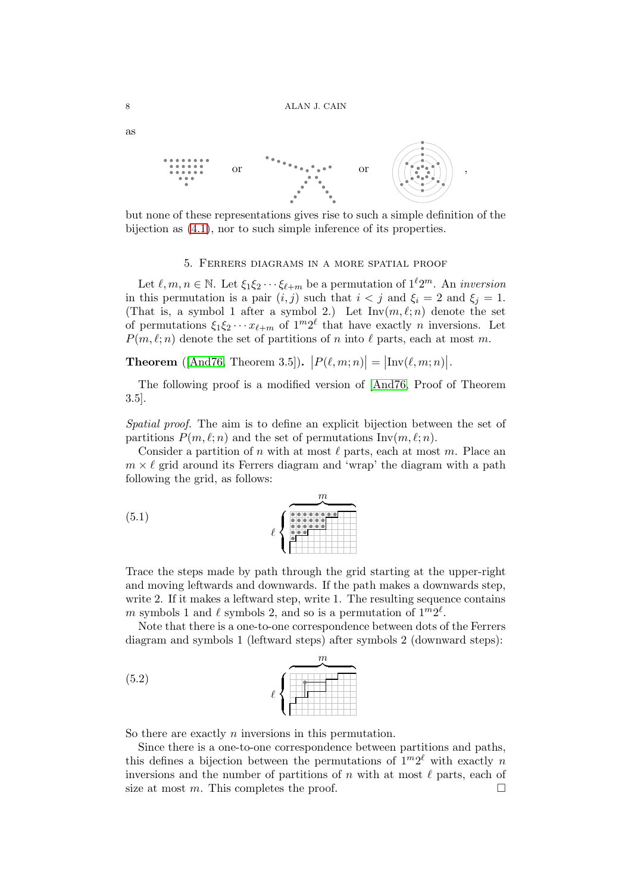as

or or ,

but none of these representations gives rise to such a simple definition of the bijection as (4.1), nor to such simple inference of its properties.

## 5. Ferrers diagrams in a more spatial proof

Let $\ell, m, n \in \mathbb{N}$. Let $\xi_1\xi_2\cdots\xi_{\ell+m}$ be a permutation of $1^\ell 2^m$. An *inversion* in this permutation is a pair $(i, j)$ such that $i < j$ and $\xi_i = 2$ and $\xi_j = 1$. (That is, a symbol 1 after a symbol 2.) Let $\mathrm{Inv}(m, \ell; n)$ denote the set of permutations $\xi_1\xi_2\cdots x_{\ell+m}$ of $1^m 2^\ell$ that have exactly $n$ inversions. Let $P(m, \ell; n)$ denote the set of partitions of $n$ into $\ell$ parts, each at most $m$.

**Theorem** ([And76, Theorem 3.5]). $\left|P(\ell, m; n)\right| = \left|\mathrm{Inv}(\ell, m; n)\right|$.

The following proof is a modified version of [And76, Proof of Theorem 3.5].

*Spatial proof.* The aim is to define an explicit bijection between the set of partitions $P(m, \ell; n)$ and the set of permutations $\mathrm{Inv}(m, \ell; n)$.

Consider a partition of $n$ with at most $\ell$ parts, each at most $m$. Place an $m \times \ell$ grid around its Ferrers diagram and 'wrap' the diagram with a path following the grid, as follows:

(5.1)

Trace the steps made by path through the grid starting at the upper-right and moving leftwards and downwards. If the path makes a downwards step, write 2. If it makes a leftward step, write 1. The resulting sequence contains $m$ symbols 1 and $\ell$ symbols 2, and so is a permutation of $1^m 2^\ell$.

Note that there is a one-to-one correspondence between dots of the Ferrers diagram and symbols 1 (leftward steps) after symbols 2 (downward steps):

(5.2)

So there are exactly $n$ inversions in this permutation.

Since there is a one-to-one correspondence between partitions and paths, this defines a bijection between the permutations of $1^m 2^\ell$ with exactly $n$ inversions and the number of partitions of $n$ with at most $\ell$ parts, each of size at most $m$. This completes the proof. $\square$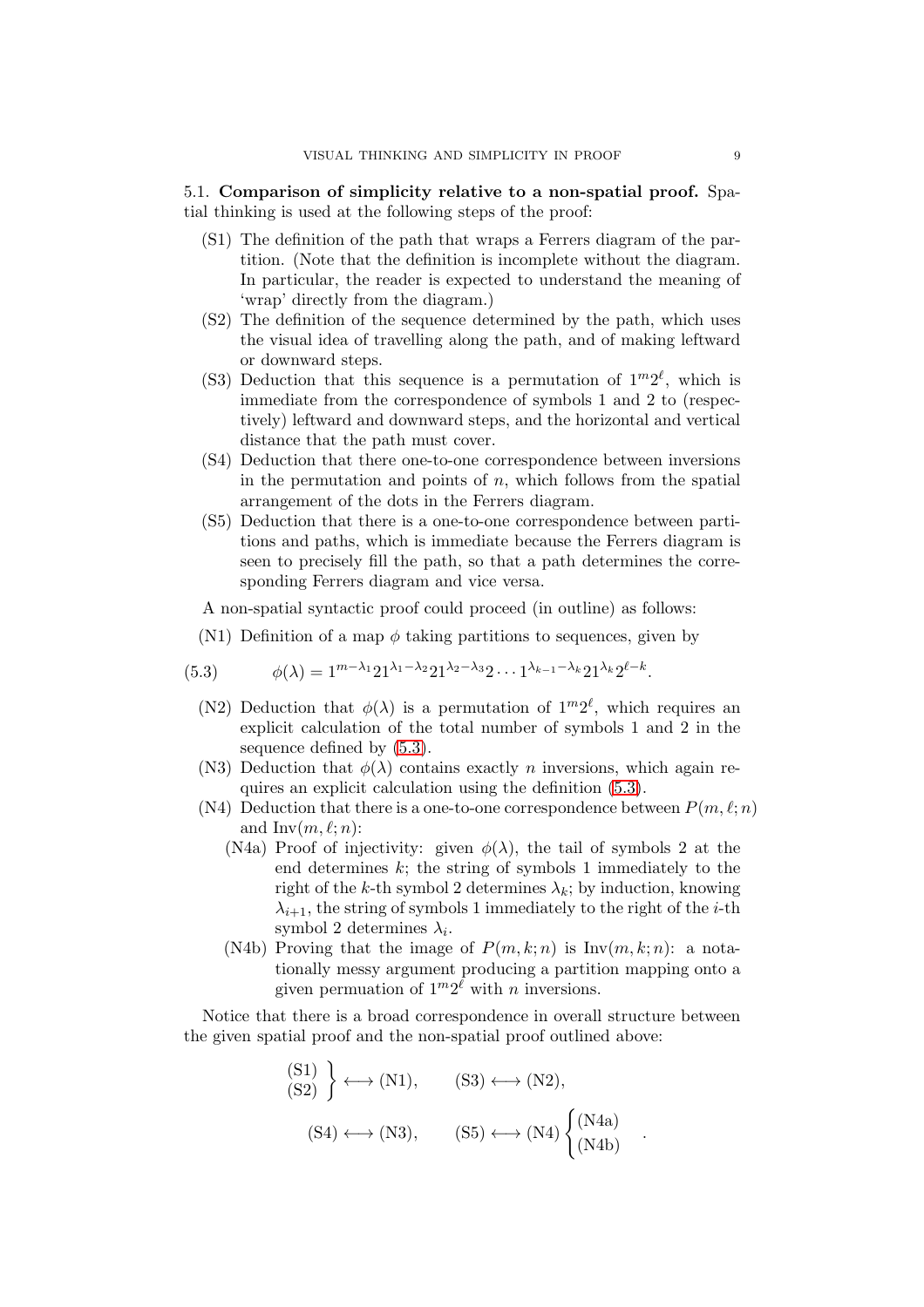**5.1. Comparison of simplicity relative to a non-spatial proof.** Spatial thinking is used at the following steps of the proof:

- (S1) The definition of the path that wraps a Ferrers diagram of the partition. (Note that the definition is incomplete without the diagram. In particular, the reader is expected to understand the meaning of 'wrap' directly from the diagram.)
- (S2) The definition of the sequence determined by the path, which uses the visual idea of travelling along the path, and of making leftward or downward steps.
- (S3) Deduction that this sequence is a permutation of $1^m 2^\ell$, which is immediate from the correspondence of symbols 1 and 2 to (respectively) leftward and downward steps, and the horizontal and vertical distance that the path must cover.
- (S4) Deduction that there one-to-one correspondence between inversions in the permutation and points of $n$, which follows from the spatial arrangement of the dots in the Ferrers diagram.
- (S5) Deduction that there is a one-to-one correspondence between partitions and paths, which is immediate because the Ferrers diagram is seen to precisely fill the path, so that a path determines the corresponding Ferrers diagram and vice versa.

A non-spatial syntactic proof could proceed (in outline) as follows:

- (N1) Definition of a map $\phi$ taking partitions to sequences, given by

$$\phi(\lambda) = 1^{m-\lambda_1} 2 1^{\lambda_1 - \lambda_2} 2 1^{\lambda_2 - \lambda_3} 2 \cdots 1^{\lambda_{k-1} - \lambda_k} 2 1^{\lambda_k} 2^{\ell - k}. \tag{5.3}$$

- (N2) Deduction that $\phi(\lambda)$ is a permutation of $1^m 2^\ell$, which requires an explicit calculation of the total number of symbols 1 and 2 in the sequence defined by (5.3).
- (N3) Deduction that $\phi(\lambda)$ contains exactly $n$ inversions, which again requires an explicit calculation using the definition (5.3).
- (N4) Deduction that there is a one-to-one correspondence between $P(m, \ell; n)$ and $\mathrm{Inv}(m, \ell; n)$:
  - (N4a) Proof of injectivity: given $\phi(\lambda)$, the tail of symbols 2 at the end determines $k$; the string of symbols 1 immediately to the right of the $k$-th symbol 2 determines $\lambda_k$; by induction, knowing $\lambda_{i+1}$, the string of symbols 1 immediately to the right of the $i$-th symbol 2 determines $\lambda_i$.
  - (N4b) Proving that the image of $P(m, k; n)$ is $\mathrm{Inv}(m, k; n)$: a notationally messy argument producing a partition mapping onto a given permuation of $1^m 2^\ell$ with $n$ inversions.

Notice that there is a broad correspondence in overall structure between the given spatial proof and the non-spatial proof outlined above:

$$\left.\begin{array}{l}\text{(S1)}\\ \text{(S2)}\end{array}\right\} \longleftrightarrow \text{(N1)}, \qquad \text{(S3)} \longleftrightarrow \text{(N2)},$$

$$\text{(S4)} \longleftrightarrow \text{(N3)}, \qquad \text{(S5)} \longleftrightarrow \text{(N4)} \begin{cases}\text{(N4a)}\\ \text{(N4b)}\end{cases}.$$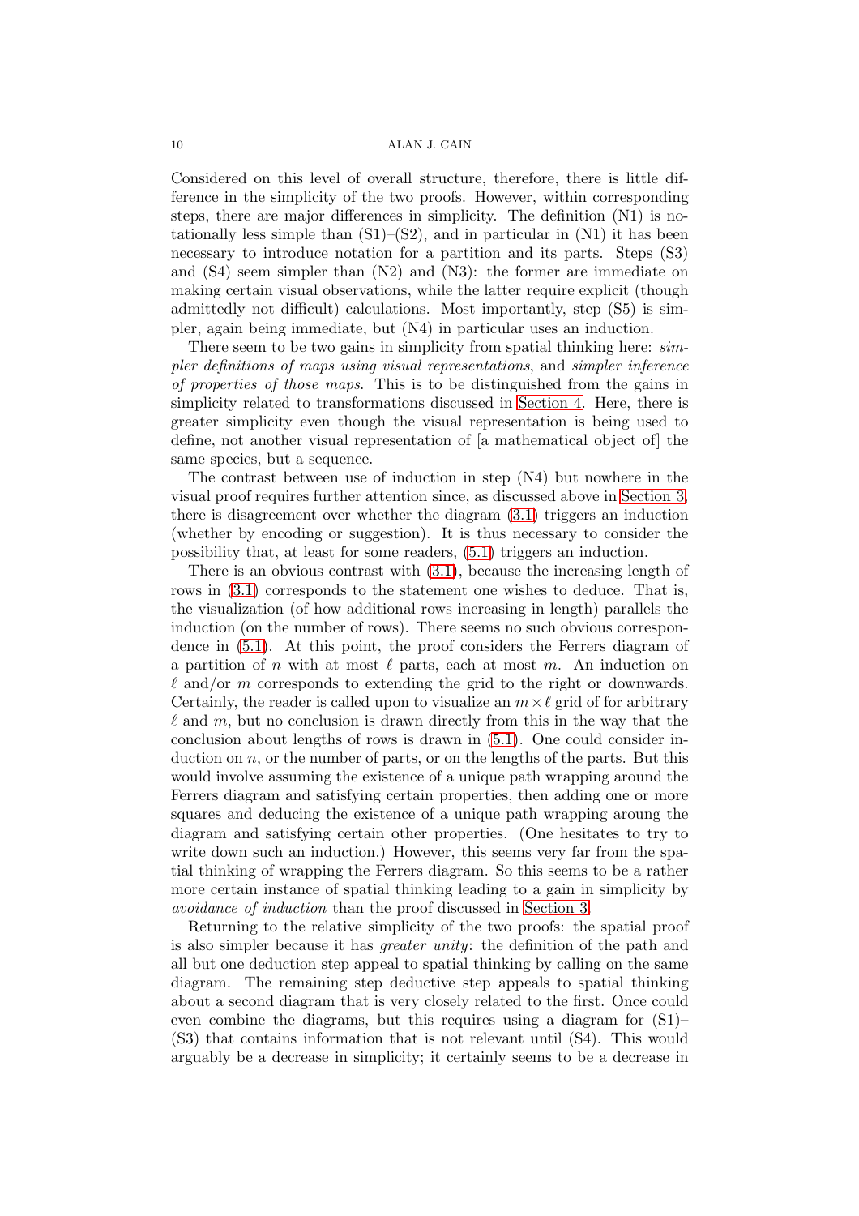Considered on this level of overall structure, therefore, there is little difference in the simplicity of the two proofs. However, within corresponding steps, there are major differences in simplicity. The definition (N1) is notationally less simple than (S1)–(S2), and in particular in (N1) it has been necessary to introduce notation for a partition and its parts. Steps (S3) and (S4) seem simpler than (N2) and (N3): the former are immediate on making certain visual observations, while the latter require explicit (though admittedly not difficult) calculations. Most importantly, step (S5) is simpler, again being immediate, but (N4) in particular uses an induction.

There seem to be two gains in simplicity from spatial thinking here: *simpler definitions of maps using visual representations*, and *simpler inference of properties of those maps*. This is to be distinguished from the gains in simplicity related to transformations discussed in Section 4. Here, there is greater simplicity even though the visual representation is being used to define, not another visual representation of [a mathematical object of] the same species, but a sequence.

The contrast between use of induction in step (N4) but nowhere in the visual proof requires further attention since, as discussed above in Section 3, there is disagreement over whether the diagram (3.1) triggers an induction (whether by encoding or suggestion). It is thus necessary to consider the possibility that, at least for some readers, (5.1) triggers an induction.

There is an obvious contrast with (3.1), because the increasing length of rows in (3.1) corresponds to the statement one wishes to deduce. That is, the visualization (of how additional rows increasing in length) parallels the induction (on the number of rows). There seems no such obvious correspondence in (5.1). At this point, the proof considers the Ferrers diagram of a partition of $n$ with at most $\ell$ parts, each at most $m$. An induction on $\ell$ and/or $m$ corresponds to extending the grid to the right or downwards. Certainly, the reader is called upon to visualize an $m \times \ell$ grid of for arbitrary $\ell$ and $m$, but no conclusion is drawn directly from this in the way that the conclusion about lengths of rows is drawn in (5.1). One could consider induction on $n$, or the number of parts, or on the lengths of the parts. But this would involve assuming the existence of a unique path wrapping around the Ferrers diagram and satisfying certain properties, then adding one or more squares and deducing the existence of a unique path wrapping aroung the diagram and satisfying certain other properties. (One hesitates to try to write down such an induction.) However, this seems very far from the spatial thinking of wrapping the Ferrers diagram. So this seems to be a rather more certain instance of spatial thinking leading to a gain in simplicity by *avoidance of induction* than the proof discussed in Section 3.

Returning to the relative simplicity of the two proofs: the spatial proof is also simpler because it has *greater unity*: the definition of the path and all but one deduction step appeal to spatial thinking by calling on the same diagram. The remaining step deductive step appeals to spatial thinking about a second diagram that is very closely related to the first. Once could even combine the diagrams, but this requires using a diagram for (S1)–(S3) that contains information that is not relevant until (S4). This would arguably be a decrease in simplicity; it certainly seems to be a decrease in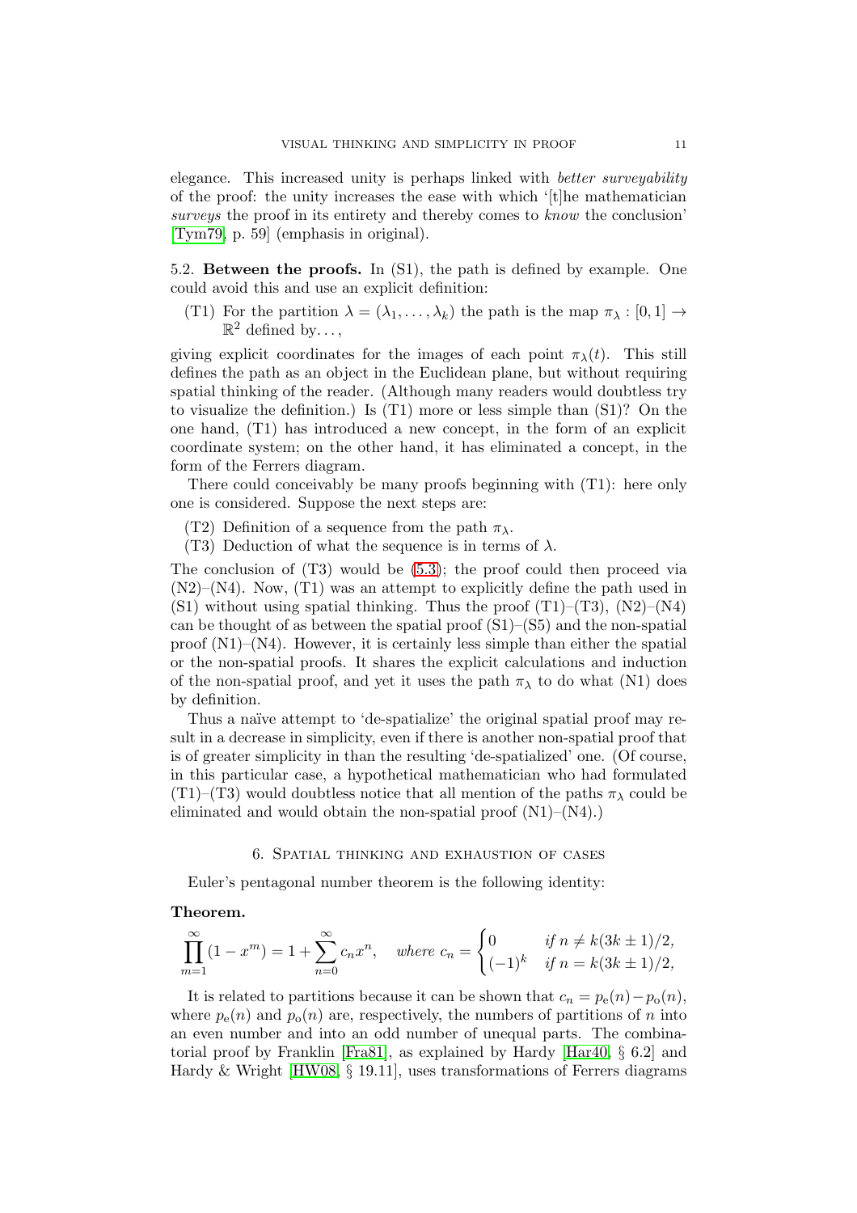elegance. This increased unity is perhaps linked with *better surveyability* of the proof: the unity increases the ease with which '[t]he mathematician *surveys* the proof in its entirety and thereby comes to *know* the conclusion' [Tym79, p. 59] (emphasis in original).

5.2. **Between the proofs.** In (S1), the path is defined by example. One could avoid this and use an explicit definition:

(T1) For the partition $\lambda = (\lambda_1, \ldots, \lambda_k)$ the path is the map $\pi_\lambda : [0,1] \to \mathbb{R}^2$ defined by. . . ,

giving explicit coordinates for the images of each point $\pi_\lambda(t)$. This still defines the path as an object in the Euclidean plane, but without requiring spatial thinking of the reader. (Although many readers would doubtless try to visualize the definition.) Is (T1) more or less simple than (S1)? On the one hand, (T1) has introduced a new concept, in the form of an explicit coordinate system; on the other hand, it has eliminated a concept, in the form of the Ferrers diagram.

There could conceivably be many proofs beginning with (T1): here only one is considered. Suppose the next steps are:

(T2) Definition of a sequence from the path $\pi_\lambda$.

(T3) Deduction of what the sequence is in terms of $\lambda$.

The conclusion of (T3) would be (5.3); the proof could then proceed via (N2)–(N4). Now, (T1) was an attempt to explicitly define the path used in (S1) without using spatial thinking. Thus the proof (T1)–(T3), (N2)–(N4) can be thought of as between the spatial proof (S1)–(S5) and the non-spatial proof (N1)–(N4). However, it is certainly less simple than either the spatial or the non-spatial proofs. It shares the explicit calculations and induction of the non-spatial proof, and yet it uses the path $\pi_\lambda$ to do what (N1) does by definition.

Thus a naïve attempt to 'de-spatialize' the original spatial proof may result in a decrease in simplicity, even if there is another non-spatial proof that is of greater simplicity in than the resulting 'de-spatialized' one. (Of course, in this particular case, a hypothetical mathematician who had formulated (T1)–(T3) would doubtless notice that all mention of the paths $\pi_\lambda$ could be eliminated and would obtain the non-spatial proof (N1)–(N4).)

## 6. Spatial thinking and exhaustion of cases

Euler's pentagonal number theorem is the following identity:

**Theorem.**

$$\prod_{m=1}^{\infty}(1 - x^m) = 1 + \sum_{n=0}^{\infty} c_n x^n, \quad \textit{where } c_n = \begin{cases} 0 & \textit{if } n \neq k(3k \pm 1)/2, \\ (-1)^k & \textit{if } n = k(3k \pm 1)/2, \end{cases}$$

It is related to partitions because it can be shown that $c_n = p_{\mathrm{e}}(n) - p_{\mathrm{o}}(n)$, where $p_{\mathrm{e}}(n)$ and $p_{\mathrm{o}}(n)$ are, respectively, the numbers of partitions of $n$ into an even number and into an odd number of unequal parts. The combinatorial proof by Franklin [Fra81], as explained by Hardy [Har40, § 6.2] and Hardy & Wright [HW08, § 19.11], uses transformations of Ferrers diagrams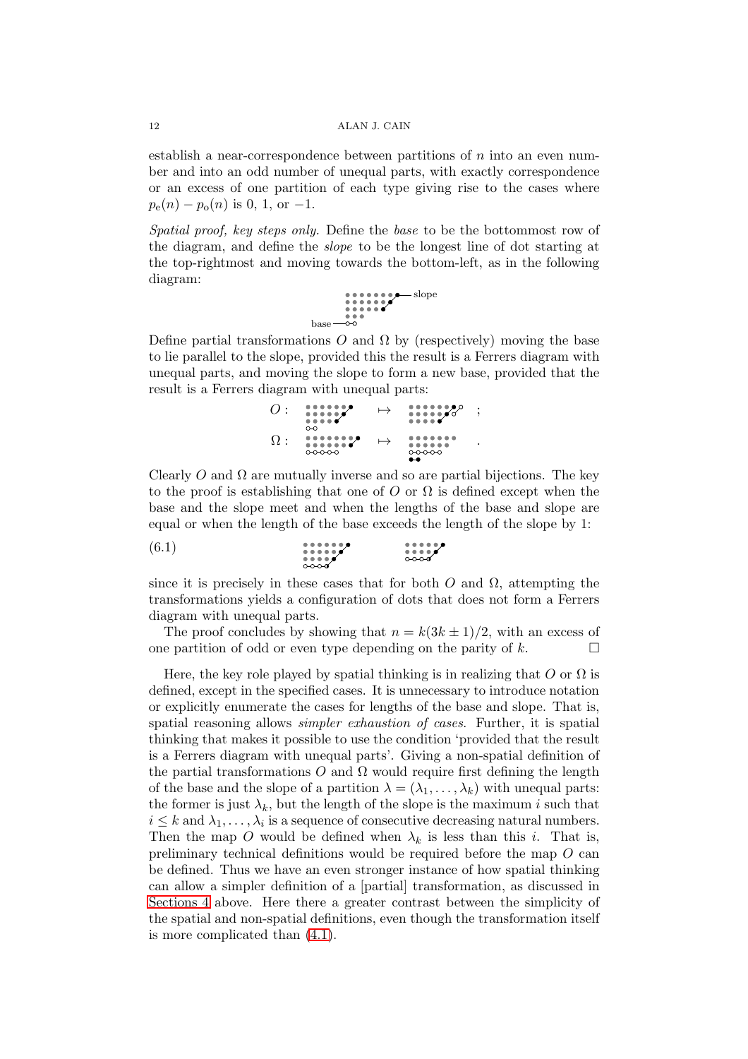establish a near-correspondence between partitions of $n$ into an even number and into an odd number of unequal parts, with exactly correspondence or an excess of one partition of each type giving rise to the cases where $p_{\mathrm{e}}(n) - p_{\mathrm{o}}(n)$ is 0, 1, or $-1$.

*Spatial proof, key steps only.* Define the *base* to be the bottommost row of the diagram, and define the *slope* to be the longest line of dot starting at the top-rightmost and moving towards the bottom-left, as in the following diagram:

Define partial transformations $O$ and $\Omega$ by (respectively) moving the base to lie parallel to the slope, provided this the result is a Ferrers diagram with unequal parts, and moving the slope to form a new base, provided that the result is a Ferrers diagram with unequal parts:

$O :$ $\mapsto$ ;

$\Omega :$ $\mapsto$ .

Clearly $O$ and $\Omega$ are mutually inverse and so are partial bijections. The key to the proof is establishing that one of $O$ or $\Omega$ is defined except when the base and the slope meet and when the lengths of the base and slope are equal or when the length of the base exceeds the length of the slope by 1:

(6.1)

since it is precisely in these cases that for both $O$ and $\Omega$, attempting the transformations yields a configuration of dots that does not form a Ferrers diagram with unequal parts.

The proof concludes by showing that $n = k(3k \pm 1)/2$, with an excess of one partition of odd or even type depending on the parity of $k$. $\square$

Here, the key role played by spatial thinking is in realizing that $O$ or $\Omega$ is defined, except in the specified cases. It is unnecessary to introduce notation or explicitly enumerate the cases for lengths of the base and slope. That is, spatial reasoning allows *simpler exhaustion of cases*. Further, it is spatial thinking that makes it possible to use the condition 'provided that the result is a Ferrers diagram with unequal parts'. Giving a non-spatial definition of the partial transformations $O$ and $\Omega$ would require first defining the length of the base and the slope of a partition $\lambda = (\lambda_1, \ldots, \lambda_k)$ with unequal parts: the former is just $\lambda_k$, but the length of the slope is the maximum $i$ such that $i \leq k$ and $\lambda_1, \ldots, \lambda_i$ is a sequence of consecutive decreasing natural numbers. Then the map $O$ would be defined when $\lambda_k$ is less than this $i$. That is, preliminary technical definitions would be required before the map $O$ can be defined. Thus we have an even stronger instance of how spatial thinking can allow a simpler definition of a [partial] transformation, as discussed in Sections 4 above. Here there a greater contrast between the simplicity of the spatial and non-spatial definitions, even though the transformation itself is more complicated than (4.1).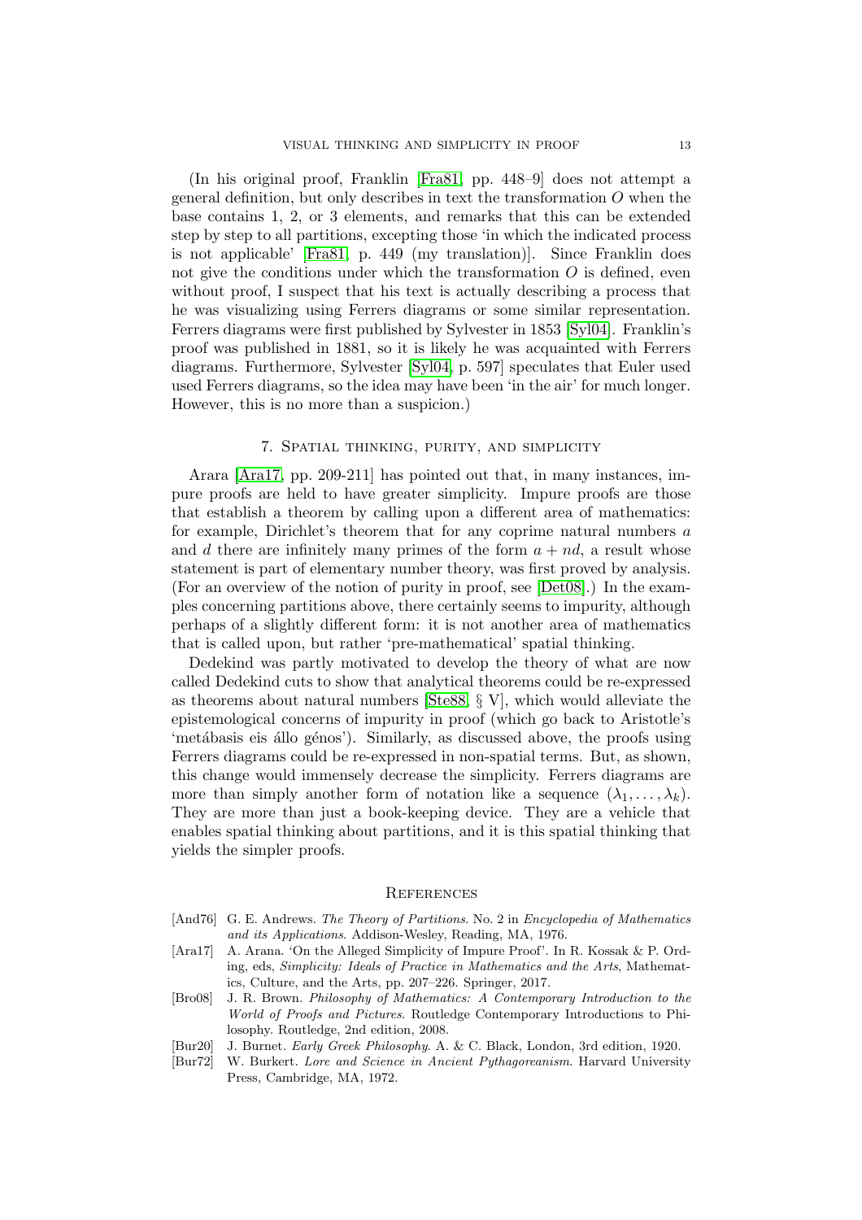(In his original proof, Franklin [Fra81, pp. 448–9] does not attempt a general definition, but only describes in text the transformation $O$ when the base contains 1, 2, or 3 elements, and remarks that this can be extended step by step to all partitions, excepting those 'in which the indicated process is not applicable' [Fra81, p. 449 (my translation)]. Since Franklin does not give the conditions under which the transformation $O$ is defined, even without proof, I suspect that his text is actually describing a process that he was visualizing using Ferrers diagrams or some similar representation. Ferrers diagrams were first published by Sylvester in 1853 [Syl04]. Franklin's proof was published in 1881, so it is likely he was acquainted with Ferrers diagrams. Furthermore, Sylvester [Syl04, p. 597] speculates that Euler used used Ferrers diagrams, so the idea may have been 'in the air' for much longer. However, this is no more than a suspicion.)

## 7. Spatial thinking, purity, and simplicity

Arara [Ara17, pp. 209-211] has pointed out that, in many instances, impure proofs are held to have greater simplicity. Impure proofs are those that establish a theorem by calling upon a different area of mathematics: for example, Dirichlet's theorem that for any coprime natural numbers $a$ and $d$ there are infinitely many primes of the form $a + nd$, a result whose statement is part of elementary number theory, was first proved by analysis. (For an overview of the notion of purity in proof, see [Det08].) In the examples concerning partitions above, there certainly seems to impurity, although perhaps of a slightly different form: it is not another area of mathematics that is called upon, but rather 'pre-mathematical' spatial thinking.

Dedekind was partly motivated to develop the theory of what are now called Dedekind cuts to show that analytical theorems could be re-expressed as theorems about natural numbers [Ste88, § V], which would alleviate the epistemological concerns of impurity in proof (which go back to Aristotle's 'metábasis eis állo génos'). Similarly, as discussed above, the proofs using Ferrers diagrams could be re-expressed in non-spatial terms. But, as shown, this change would immensely decrease the simplicity. Ferrers diagrams are more than simply another form of notation like a sequence $(\lambda_1, \ldots, \lambda_k)$. They are more than just a book-keeping device. They are a vehicle that enables spatial thinking about partitions, and it is this spatial thinking that yields the simpler proofs.

## References

- [And76] G. E. Andrews. *The Theory of Partitions*. No. 2 in *Encyclopedia of Mathematics and its Applications*. Addison-Wesley, Reading, MA, 1976.
- [Ara17] A. Arana. 'On the Alleged Simplicity of Impure Proof'. In R. Kossak & P. Ording, eds, *Simplicity: Ideals of Practice in Mathematics and the Arts*, Mathematics, Culture, and the Arts, pp. 207–226. Springer, 2017.
- [Bro08] J. R. Brown. *Philosophy of Mathematics: A Contemporary Introduction to the World of Proofs and Pictures*. Routledge Contemporary Introductions to Philosophy. Routledge, 2nd edition, 2008.
- [Bur20] J. Burnet. *Early Greek Philosophy*. A. & C. Black, London, 3rd edition, 1920.
- [Bur72] W. Burkert. *Lore and Science in Ancient Pythagoreanism*. Harvard University Press, Cambridge, MA, 1972.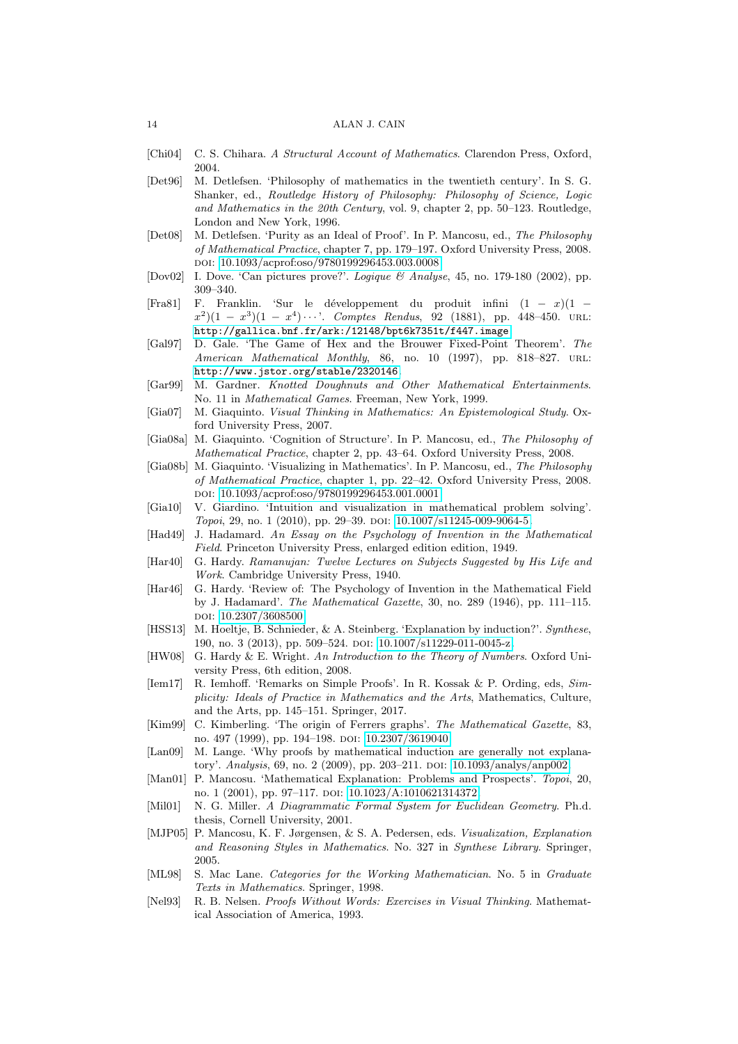[Chi04] C. S. Chihara. *A Structural Account of Mathematics*. Clarendon Press, Oxford, 2004.

[Det96] M. Detlefsen. 'Philosophy of mathematics in the twentieth century'. In S. G. Shanker, ed., *Routledge History of Philosophy: Philosophy of Science, Logic and Mathematics in the 20th Century*, vol. 9, chapter 2, pp. 50–123. Routledge, London and New York, 1996.

[Det08] M. Detlefsen. 'Purity as an Ideal of Proof'. In P. Mancosu, ed., *The Philosophy of Mathematical Practice*, chapter 7, pp. 179–197. Oxford University Press, 2008. DOI: 10.1093/acprof:oso/9780199296453.003.0008.

[Dov02] I. Dove. 'Can pictures prove?'. *Logique & Analyse*, 45, no. 179-180 (2002), pp. 309–340.

[Fra81] F. Franklin. 'Sur le développement du produit infini $(1 - x)(1 - x^2)(1 - x^3)(1 - x^4) \cdots$'. *Comptes Rendus*, 92 (1881), pp. 448–450. URL: http://gallica.bnf.fr/ark:/12148/bpt6k7351t/f447.image.

[Gal97] D. Gale. 'The Game of Hex and the Brouwer Fixed-Point Theorem'. *The American Mathematical Monthly*, 86, no. 10 (1997), pp. 818–827. URL: http://www.jstor.org/stable/2320146.

[Gar99] M. Gardner. *Knotted Doughnuts and Other Mathematical Entertainments*. No. 11 in *Mathematical Games*. Freeman, New York, 1999.

[Gia07] M. Giaquinto. *Visual Thinking in Mathematics: An Epistemological Study*. Oxford University Press, 2007.

[Gia08a] M. Giaquinto. 'Cognition of Structure'. In P. Mancosu, ed., *The Philosophy of Mathematical Practice*, chapter 2, pp. 43–64. Oxford University Press, 2008.

[Gia08b] M. Giaquinto. 'Visualizing in Mathematics'. In P. Mancosu, ed., *The Philosophy of Mathematical Practice*, chapter 1, pp. 22–42. Oxford University Press, 2008. DOI: 10.1093/acprof:oso/9780199296453.001.0001.

[Gia10] V. Giardino. 'Intuition and visualization in mathematical problem solving'. *Topoi*, 29, no. 1 (2010), pp. 29–39. DOI: 10.1007/s11245-009-9064-5.

[Had49] J. Hadamard. *An Essay on the Psychology of Invention in the Mathematical Field*. Princeton University Press, enlarged edition edition, 1949.

[Har40] G. Hardy. *Ramanujan: Twelve Lectures on Subjects Suggested by His Life and Work*. Cambridge University Press, 1940.

[Har46] G. Hardy. 'Review of: The Psychology of Invention in the Mathematical Field by J. Hadamard'. *The Mathematical Gazette*, 30, no. 289 (1946), pp. 111–115. DOI: 10.2307/3608500.

[HSS13] M. Hoeltje, B. Schnieder, & A. Steinberg. 'Explanation by induction?'. *Synthese*, 190, no. 3 (2013), pp. 509–524. DOI: 10.1007/s11229-011-0045-z.

[HW08] G. Hardy & E. Wright. *An Introduction to the Theory of Numbers*. Oxford University Press, 6th edition, 2008.

[Iem17] R. Iemhoff. 'Remarks on Simple Proofs'. In R. Kossak & P. Ording, eds, *Simplicity: Ideals of Practice in Mathematics and the Arts*, Mathematics, Culture, and the Arts, pp. 145–151. Springer, 2017.

[Kim99] C. Kimberling. 'The origin of Ferrers graphs'. *The Mathematical Gazette*, 83, no. 497 (1999), pp. 194–198. DOI: 10.2307/3619040.

[Lan09] M. Lange. 'Why proofs by mathematical induction are generally not explanatory'. *Analysis*, 69, no. 2 (2009), pp. 203–211. DOI: 10.1093/analys/anp002.

[Man01] P. Mancosu. 'Mathematical Explanation: Problems and Prospects'. *Topoi*, 20, no. 1 (2001), pp. 97–117. DOI: 10.1023/A:1010621314372.

[Mil01] N. G. Miller. *A Diagrammatic Formal System for Euclidean Geometry*. Ph.d. thesis, Cornell University, 2001.

[MJP05] P. Mancosu, K. F. Jørgensen, & S. A. Pedersen, eds. *Visualization, Explanation and Reasoning Styles in Mathematics*. No. 327 in *Synthese Library*. Springer, 2005.

[ML98] S. Mac Lane. *Categories for the Working Mathematician*. No. 5 in *Graduate Texts in Mathematics*. Springer, 1998.

[Nel93] R. B. Nelsen. *Proofs Without Words: Exercises in Visual Thinking*. Mathematical Association of America, 1993.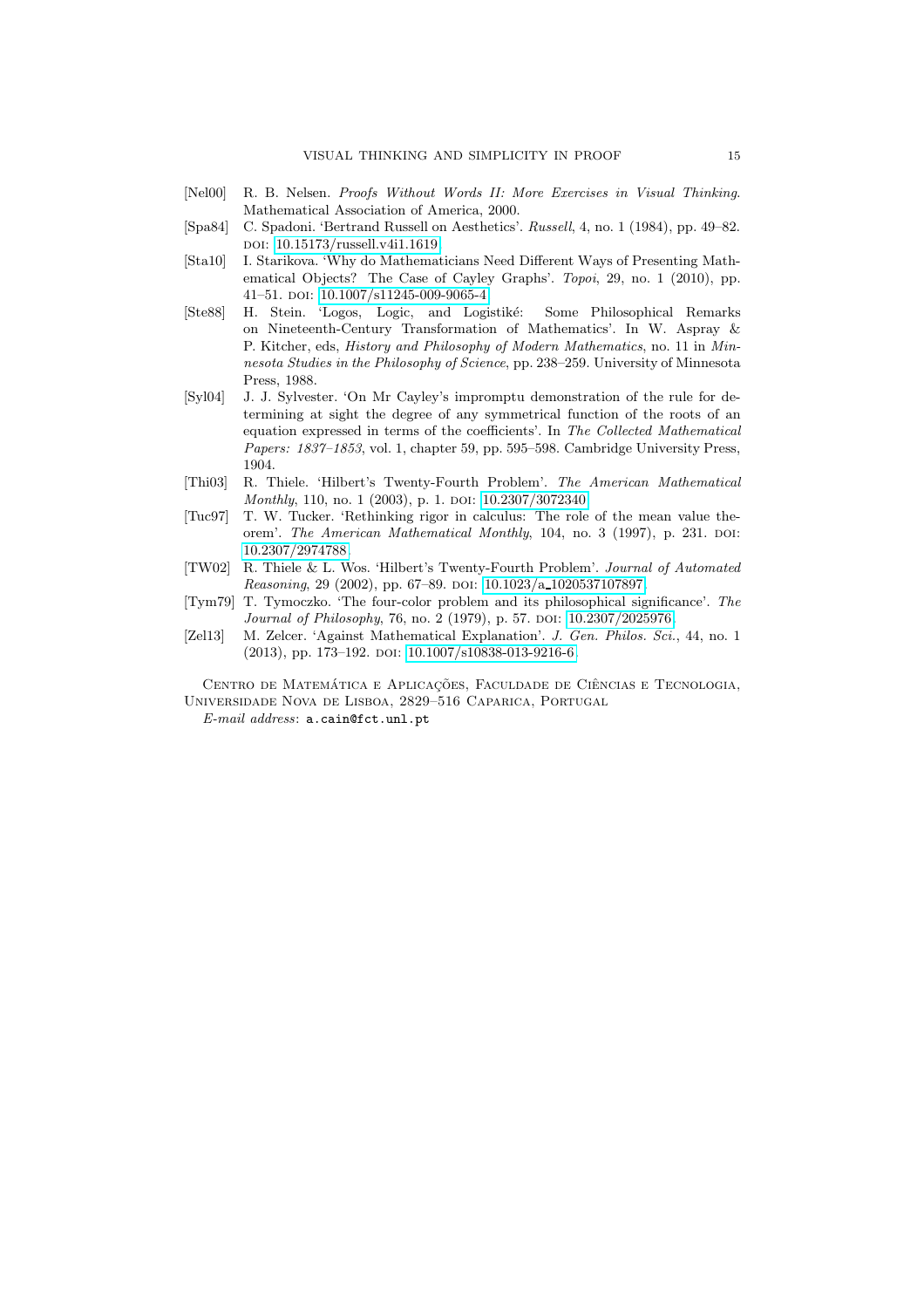[Nel00] R. B. Nelsen. *Proofs Without Words II: More Exercises in Visual Thinking*. Mathematical Association of America, 2000.

[Spa84] C. Spadoni. 'Bertrand Russell on Aesthetics'. *Russell*, 4, no. 1 (1984), pp. 49–82. DOI: 10.15173/russell.v4i1.1619.

[Sta10] I. Starikova. 'Why do Mathematicians Need Different Ways of Presenting Mathematical Objects? The Case of Cayley Graphs'. *Topoi*, 29, no. 1 (2010), pp. 41–51. DOI: 10.1007/s11245-009-9065-4.

[Ste88] H. Stein. 'Logos, Logic, and Logistiké: Some Philosophical Remarks on Nineteenth-Century Transformation of Mathematics'. In W. Aspray & P. Kitcher, eds, *History and Philosophy of Modern Mathematics*, no. 11 in *Minnesota Studies in the Philosophy of Science*, pp. 238–259. University of Minnesota Press, 1988.

[Syl04] J. J. Sylvester. 'On Mr Cayley's impromptu demonstration of the rule for determining at sight the degree of any symmetrical function of the roots of an equation expressed in terms of the coefficients'. In *The Collected Mathematical Papers: 1837–1853*, vol. 1, chapter 59, pp. 595–598. Cambridge University Press, 1904.

[Thi03] R. Thiele. 'Hilbert's Twenty-Fourth Problem'. *The American Mathematical Monthly*, 110, no. 1 (2003), p. 1. DOI: 10.2307/3072340.

[Tuc97] T. W. Tucker. 'Rethinking rigor in calculus: The role of the mean value theorem'. *The American Mathematical Monthly*, 104, no. 3 (1997), p. 231. DOI: 10.2307/2974788.

[TW02] R. Thiele & L. Wos. 'Hilbert's Twenty-Fourth Problem'. *Journal of Automated Reasoning*, 29 (2002), pp. 67–89. DOI: 10.1023/a_1020537107897.

[Tym79] T. Tymoczko. 'The four-color problem and its philosophical significance'. *The Journal of Philosophy*, 76, no. 2 (1979), p. 57. DOI: 10.2307/2025976.

[Zel13] M. Zelcer. 'Against Mathematical Explanation'. *J. Gen. Philos. Sci.*, 44, no. 1 (2013), pp. 173–192. DOI: 10.1007/s10838-013-9216-6.

Centro de Matemática e Aplicações, Faculdade de Ciências e Tecnologia, Universidade Nova de Lisboa, 2829–516 Caparica, Portugal

*E-mail address*: a.cain@fct.unl.pt